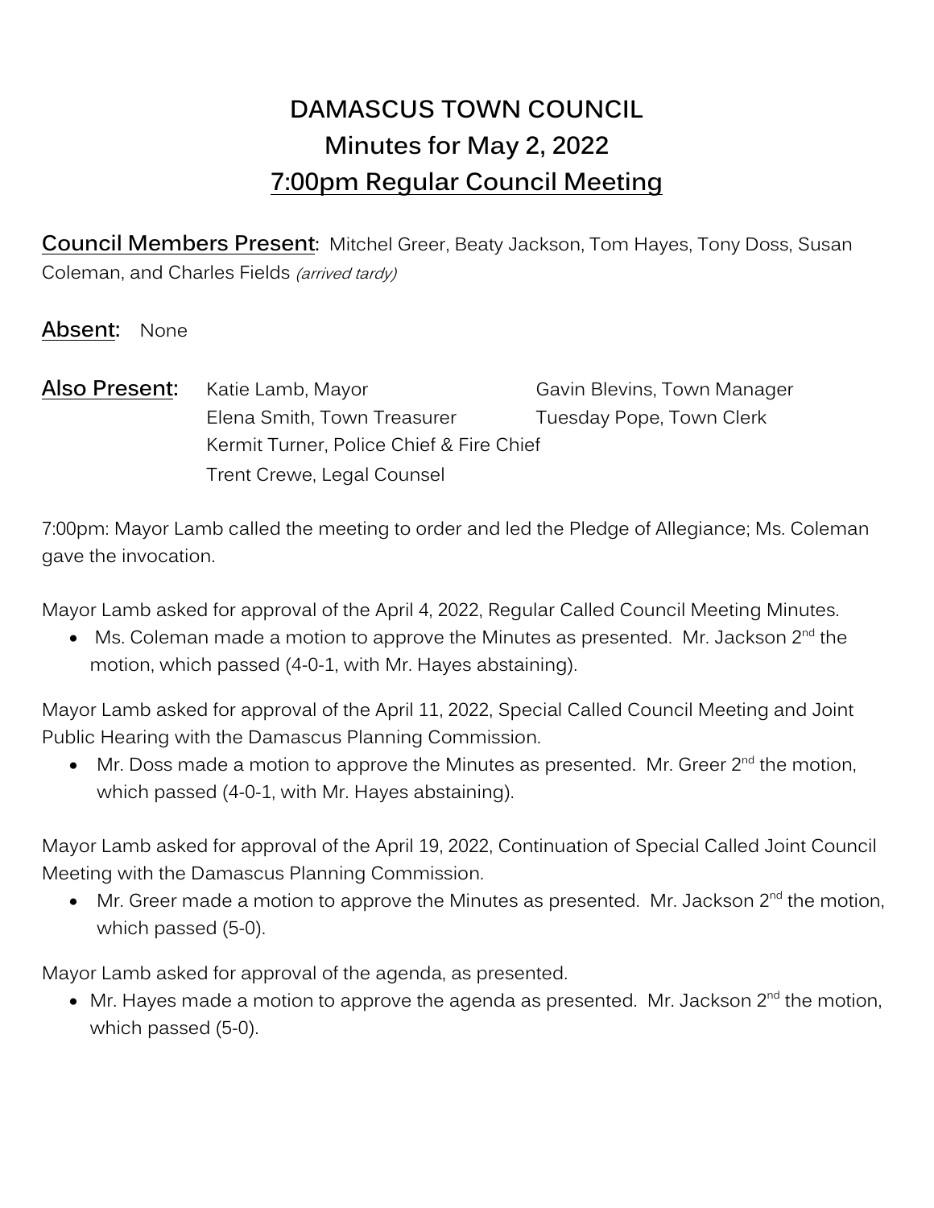# DAMASCUS TOWN COUNCIL
## Minutes for May 2, 2022
## 7:00pm Regular Council Meeting

**Council Members Present:** Mitchel Greer, Beaty Jackson, Tom Hayes, Tony Doss, Susan Coleman, and Charles Fields *(arrived tardy)*

**Absent:** None

**Also Present:**
Katie Lamb, Mayor
Gavin Blevins, Town Manager
Elena Smith, Town Treasurer
Tuesday Pope, Town Clerk
Kermit Turner, Police Chief & Fire Chief
Trent Crewe, Legal Counsel

7:00pm: Mayor Lamb called the meeting to order and led the Pledge of Allegiance; Ms. Coleman gave the invocation.

Mayor Lamb asked for approval of the April 4, 2022, Regular Called Council Meeting Minutes.

- Ms. Coleman made a motion to approve the Minutes as presented. Mr. Jackson 2nd the motion, which passed (4-0-1, with Mr. Hayes abstaining).

Mayor Lamb asked for approval of the April 11, 2022, Special Called Council Meeting and Joint Public Hearing with the Damascus Planning Commission.

- Mr. Doss made a motion to approve the Minutes as presented. Mr. Greer 2nd the motion, which passed (4-0-1, with Mr. Hayes abstaining).

Mayor Lamb asked for approval of the April 19, 2022, Continuation of Special Called Joint Council Meeting with the Damascus Planning Commission.

- Mr. Greer made a motion to approve the Minutes as presented. Mr. Jackson 2nd the motion, which passed (5-0).

Mayor Lamb asked for approval of the agenda, as presented.

- Mr. Hayes made a motion to approve the agenda as presented. Mr. Jackson 2nd the motion, which passed (5-0).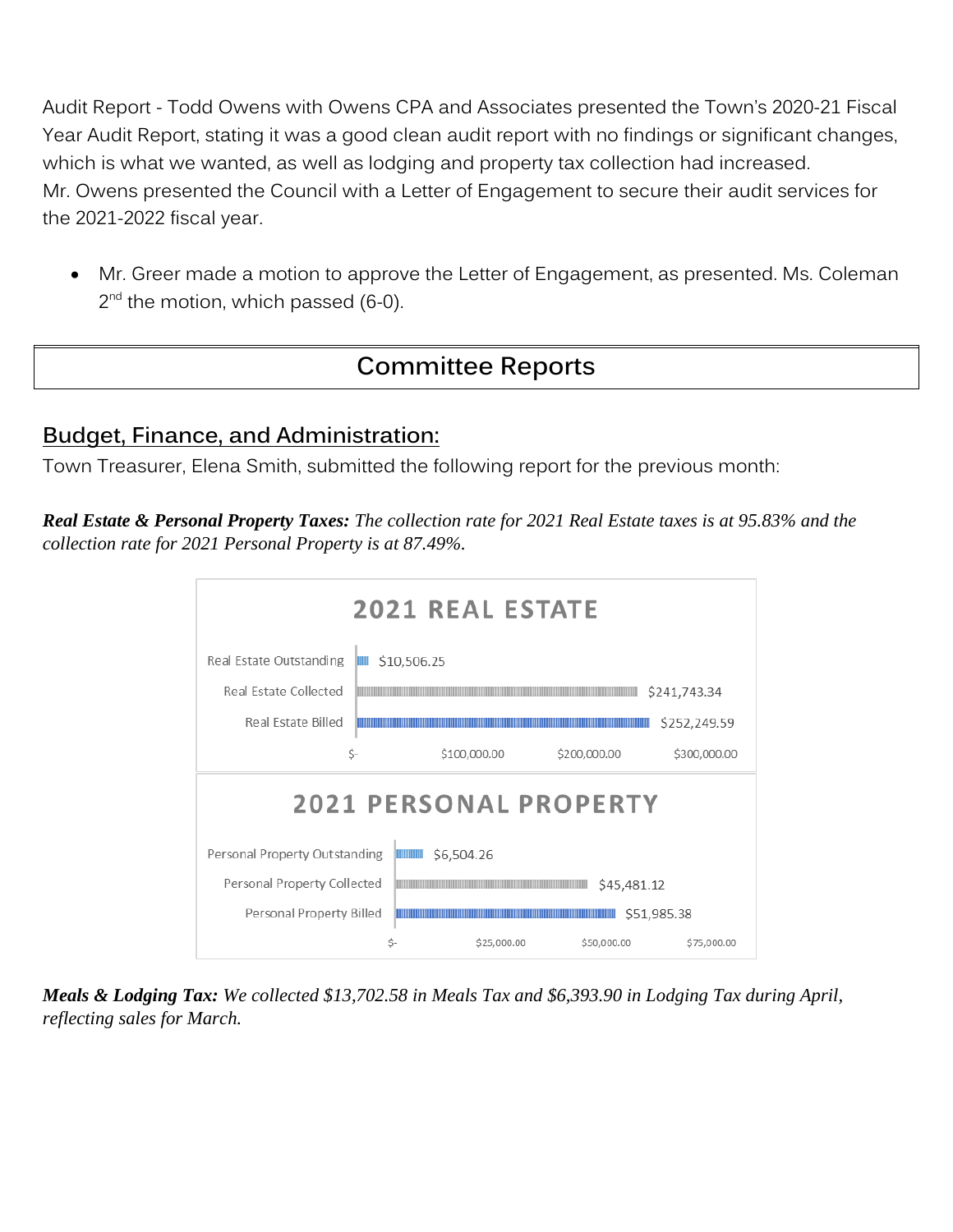Audit Report - Todd Owens with Owens CPA and Associates presented the Town's 2020-21 Fiscal Year Audit Report, stating it was a good clean audit report with no findings or significant changes, which is what we wanted, as well as lodging and property tax collection had increased.
Mr. Owens presented the Council with a Letter of Engagement to secure their audit services for the 2021-2022 fiscal year.

- Mr. Greer made a motion to approve the Letter of Engagement, as presented. Ms. Coleman 2nd the motion, which passed (6-0).

# Committee Reports

## Budget, Finance, and Administration:

Town Treasurer, Elena Smith, submitted the following report for the previous month:

***Real Estate & Personal Property Taxes:*** *The collection rate for 2021 Real Estate taxes is at 95.83% and the collection rate for 2021 Personal Property is at 87.49%.*

**2021 REAL ESTATE**

| | |
|---|---|
| Real Estate Outstanding | $10,506.25 |
| Real Estate Collected | $241,743.34 |
| Real Estate Billed | $252,249.59 |

**2021 PERSONAL PROPERTY**

| | |
|---|---|
| Personal Property Outstanding | $6,504.26 |
| Personal Property Collected | $45,481.12 |
| Personal Property Billed | $51,985.38 |

***Meals & Lodging Tax:*** *We collected $13,702.58 in Meals Tax and $6,393.90 in Lodging Tax during April, reflecting sales for March.*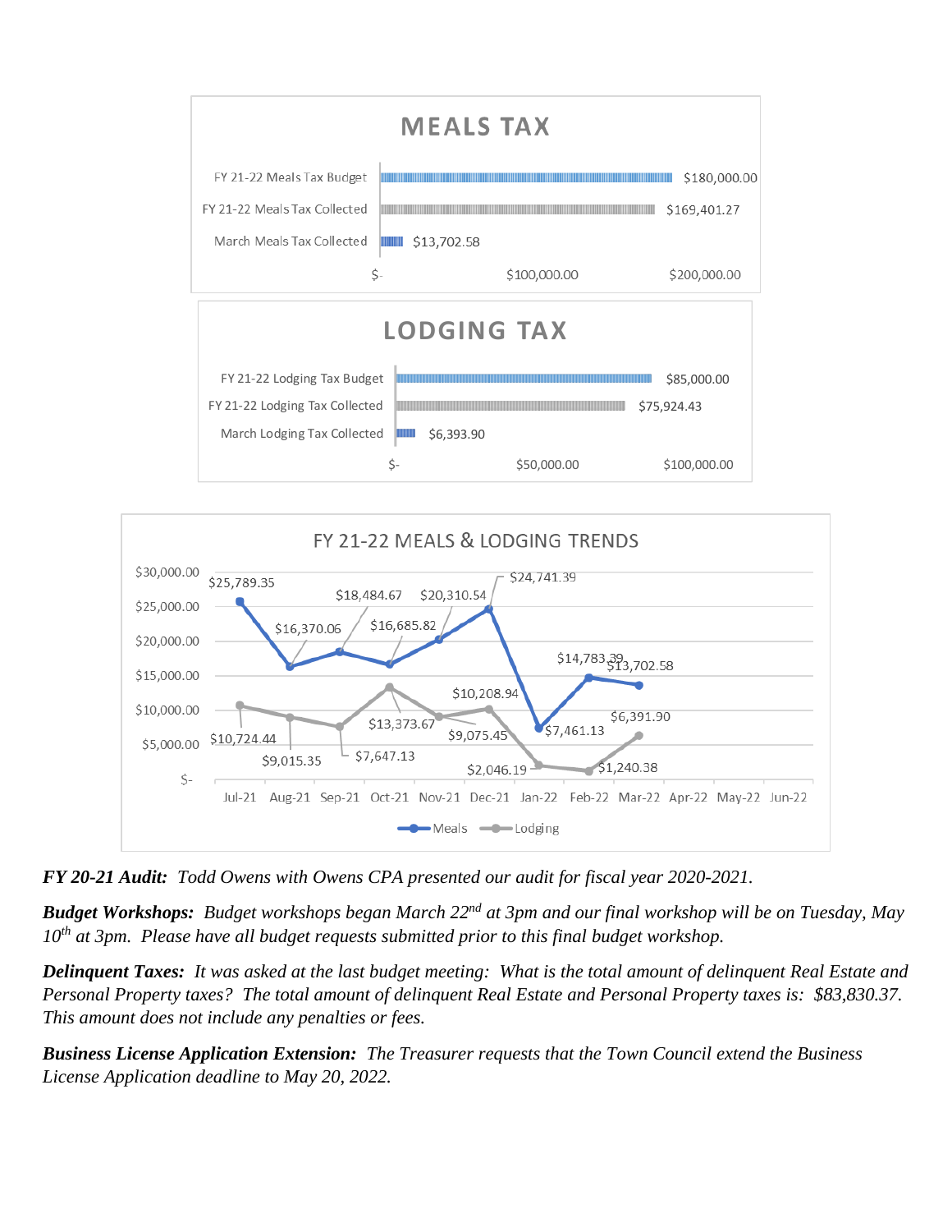## MEALS TAX

| | |
|---|---|
| FY 21-22 Meals Tax Budget | $180,000.00 |
| FY 21-22 Meals Tax Collected | $169,401.27 |
| March Meals Tax Collected | $13,702.58 |

## LODGING TAX

| | |
|---|---|
| FY 21-22 Lodging Tax Budget | $85,000.00 |
| FY 21-22 Lodging Tax Collected | $75,924.43 |
| March Lodging Tax Collected | $6,393.90 |

## FY 21-22 MEALS & LODGING TRENDS

| Month | Meals | Lodging |
|---|---|---|
| Jul-21 | $25,789.35 | $10,724.44 |
| Aug-21 | $16,370.06 | $9,015.35 |
| Sep-21 | $18,484.67 | $7,647.13 |
| Oct-21 | $16,685.82 | $13,373.67 |
| Nov-21 | $20,310.54 | $9,075.45 |
| Dec-21 | $24,741.39 | $10,208.94 |
| Jan-22 | $7,461.13 | $2,046.19 |
| Feb-22 | $14,783.39 | $1,240.38 |
| Mar-22 | $13,702.58 | $6,391.90 |
| Apr-22 | | |
| May-22 | | |
| Jun-22 | | |

***FY 20-21 Audit:*** *Todd Owens with Owens CPA presented our audit for fiscal year 2020-2021.*

***Budget Workshops:*** *Budget workshops began March 22nd at 3pm and our final workshop will be on Tuesday, May 10th at 3pm. Please have all budget requests submitted prior to this final budget workshop.*

***Delinquent Taxes:*** *It was asked at the last budget meeting: What is the total amount of delinquent Real Estate and Personal Property taxes? The total amount of delinquent Real Estate and Personal Property taxes is: $83,830.37. This amount does not include any penalties or fees.*

***Business License Application Extension:*** *The Treasurer requests that the Town Council extend the Business License Application deadline to May 20, 2022.*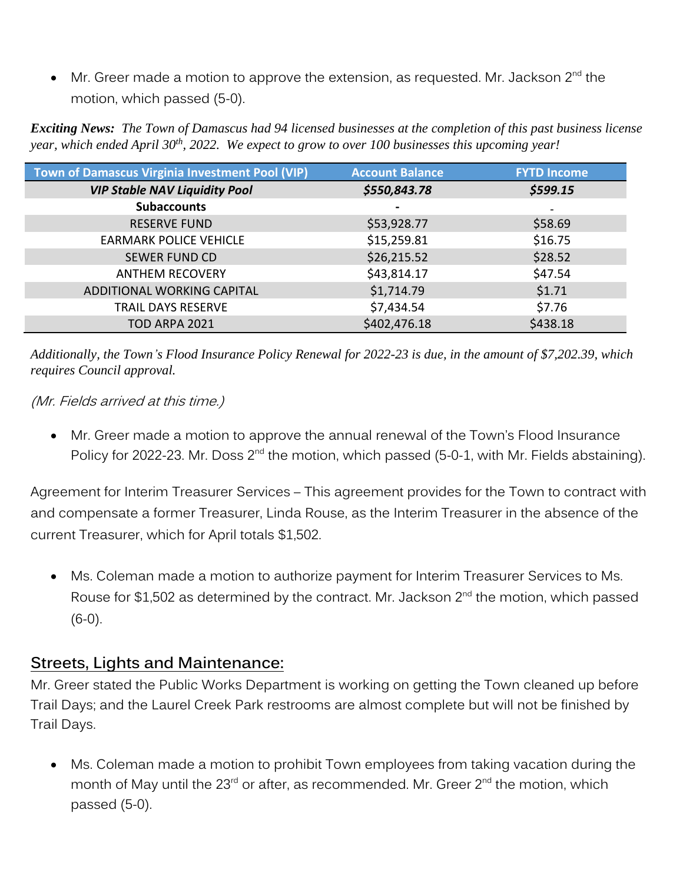- Mr. Greer made a motion to approve the extension, as requested. Mr. Jackson 2nd the motion, which passed (5-0).

***Exciting News:*** *The Town of Damascus had 94 licensed businesses at the completion of this past business license year, which ended April 30th, 2022. We expect to grow to over 100 businesses this upcoming year!*

| Town of Damascus Virginia Investment Pool (VIP) | Account Balance | FYTD Income |
|---|---|---|
| ***VIP Stable NAV Liquidity Pool*** | ***$550,843.78*** | ***$599.15*** |
| **Subaccounts** | - | - |
| RESERVE FUND | $53,928.77 | $58.69 |
| EARMARK POLICE VEHICLE | $15,259.81 | $16.75 |
| SEWER FUND CD | $26,215.52 | $28.52 |
| ANTHEM RECOVERY | $43,814.17 | $47.54 |
| ADDITIONAL WORKING CAPITAL | $1,714.79 | $1.71 |
| TRAIL DAYS RESERVE | $7,434.54 | $7.76 |
| TOD ARPA 2021 | $402,476.18 | $438.18 |

*Additionally, the Town's Flood Insurance Policy Renewal for 2022-23 is due, in the amount of $7,202.39, which requires Council approval.*

*(Mr. Fields arrived at this time.)*

- Mr. Greer made a motion to approve the annual renewal of the Town's Flood Insurance Policy for 2022-23. Mr. Doss 2nd the motion, which passed (5-0-1, with Mr. Fields abstaining).

Agreement for Interim Treasurer Services – This agreement provides for the Town to contract with and compensate a former Treasurer, Linda Rouse, as the Interim Treasurer in the absence of the current Treasurer, which for April totals $1,502.

- Ms. Coleman made a motion to authorize payment for Interim Treasurer Services to Ms. Rouse for $1,502 as determined by the contract. Mr. Jackson 2nd the motion, which passed (6-0).

## Streets, Lights and Maintenance:

Mr. Greer stated the Public Works Department is working on getting the Town cleaned up before Trail Days; and the Laurel Creek Park restrooms are almost complete but will not be finished by Trail Days.

- Ms. Coleman made a motion to prohibit Town employees from taking vacation during the month of May until the 23rd or after, as recommended. Mr. Greer 2nd the motion, which passed (5-0).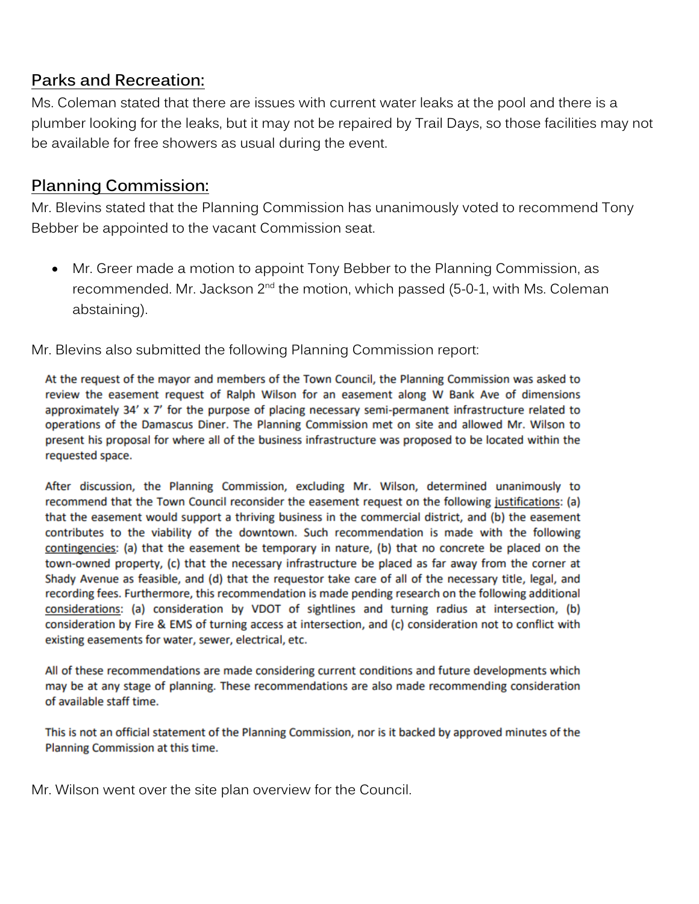## Parks and Recreation:

Ms. Coleman stated that there are issues with current water leaks at the pool and there is a plumber looking for the leaks, but it may not be repaired by Trail Days, so those facilities may not be available for free showers as usual during the event.

## Planning Commission:

Mr. Blevins stated that the Planning Commission has unanimously voted to recommend Tony Bebber be appointed to the vacant Commission seat.

- Mr. Greer made a motion to appoint Tony Bebber to the Planning Commission, as recommended. Mr. Jackson 2nd the motion, which passed (5-0-1, with Ms. Coleman abstaining).

Mr. Blevins also submitted the following Planning Commission report:

> At the request of the mayor and members of the Town Council, the Planning Commission was asked to review the easement request of Ralph Wilson for an easement along W Bank Ave of dimensions approximately 34' x 7' for the purpose of placing necessary semi-permanent infrastructure related to operations of the Damascus Diner. The Planning Commission met on site and allowed Mr. Wilson to present his proposal for where all of the business infrastructure was proposed to be located within the requested space.
>
> After discussion, the Planning Commission, excluding Mr. Wilson, determined unanimously to recommend that the Town Council reconsider the easement request on the following <u>justifications</u>: (a) that the easement would support a thriving business in the commercial district, and (b) the easement contributes to the viability of the downtown. Such recommendation is made with the following <u>contingencies</u>: (a) that the easement be temporary in nature, (b) that no concrete be placed on the town-owned property, (c) that the necessary infrastructure be placed as far away from the corner at Shady Avenue as feasible, and (d) that the requestor take care of all of the necessary title, legal, and recording fees. Furthermore, this recommendation is made pending research on the following additional <u>considerations</u>: (a) consideration by VDOT of sightlines and turning radius at intersection, (b) consideration by Fire & EMS of turning access at intersection, and (c) consideration not to conflict with existing easements for water, sewer, electrical, etc.
>
> All of these recommendations are made considering current conditions and future developments which may be at any stage of planning. These recommendations are also made recommending consideration of available staff time.
>
> This is not an official statement of the Planning Commission, nor is it backed by approved minutes of the Planning Commission at this time.

Mr. Wilson went over the site plan overview for the Council.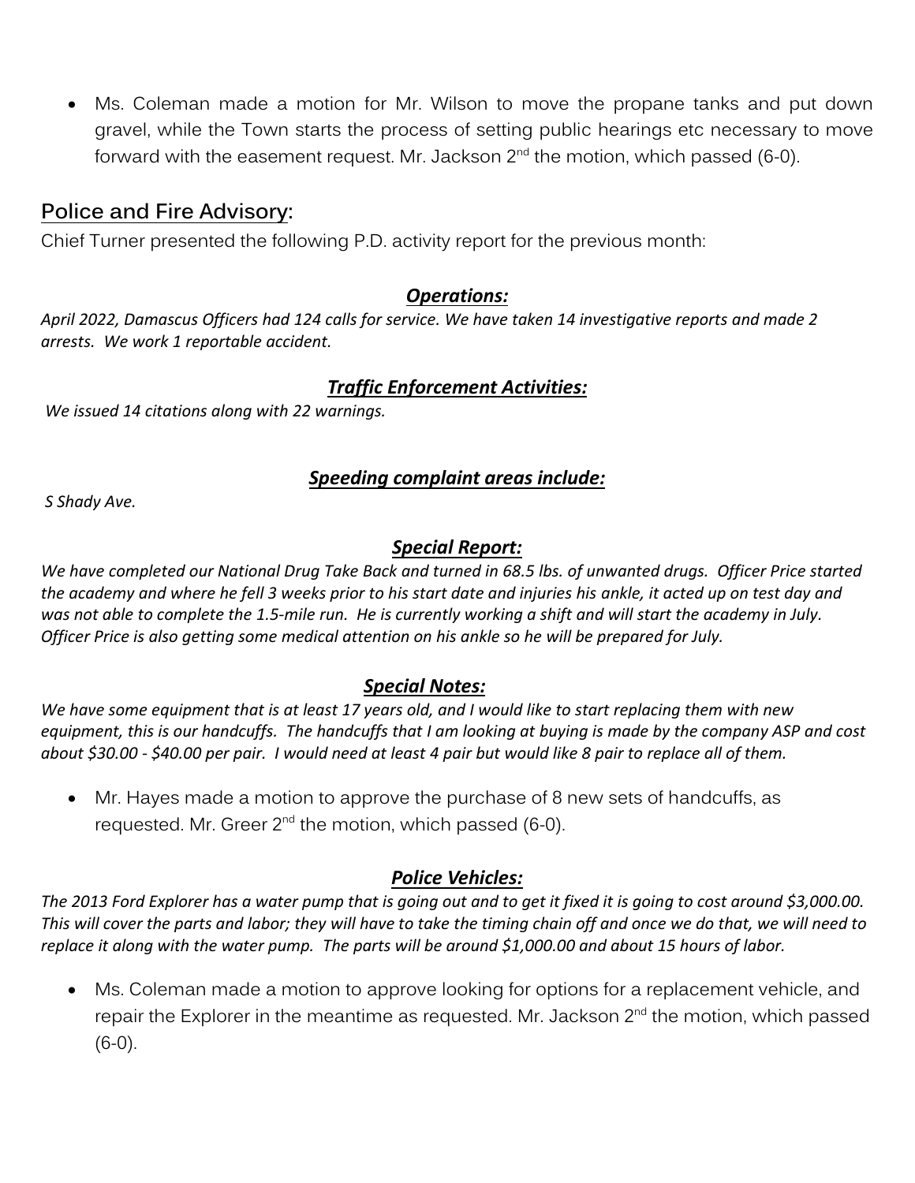- Ms. Coleman made a motion for Mr. Wilson to move the propane tanks and put down gravel, while the Town starts the process of setting public hearings etc necessary to move forward with the easement request. Mr. Jackson 2nd the motion, which passed (6-0).

## Police and Fire Advisory:

Chief Turner presented the following P.D. activity report for the previous month:

### *Operations:*

*April 2022, Damascus Officers had 124 calls for service. We have taken 14 investigative reports and made 2 arrests. We work 1 reportable accident.*

### *Traffic Enforcement Activities:*

*We issued 14 citations along with 22 warnings.*

### *Speeding complaint areas include:*

*S Shady Ave.*

### *Special Report:*

*We have completed our National Drug Take Back and turned in 68.5 lbs. of unwanted drugs. Officer Price started the academy and where he fell 3 weeks prior to his start date and injuries his ankle, it acted up on test day and was not able to complete the 1.5-mile run. He is currently working a shift and will start the academy in July. Officer Price is also getting some medical attention on his ankle so he will be prepared for July.*

### *Special Notes:*

*We have some equipment that is at least 17 years old, and I would like to start replacing them with new equipment, this is our handcuffs. The handcuffs that I am looking at buying is made by the company ASP and cost about $30.00 - $40.00 per pair. I would need at least 4 pair but would like 8 pair to replace all of them.*

- Mr. Hayes made a motion to approve the purchase of 8 new sets of handcuffs, as requested. Mr. Greer 2nd the motion, which passed (6-0).

### *Police Vehicles:*

*The 2013 Ford Explorer has a water pump that is going out and to get it fixed it is going to cost around $3,000.00. This will cover the parts and labor; they will have to take the timing chain off and once we do that, we will need to replace it along with the water pump. The parts will be around $1,000.00 and about 15 hours of labor.*

- Ms. Coleman made a motion to approve looking for options for a replacement vehicle, and repair the Explorer in the meantime as requested. Mr. Jackson 2nd the motion, which passed (6-0).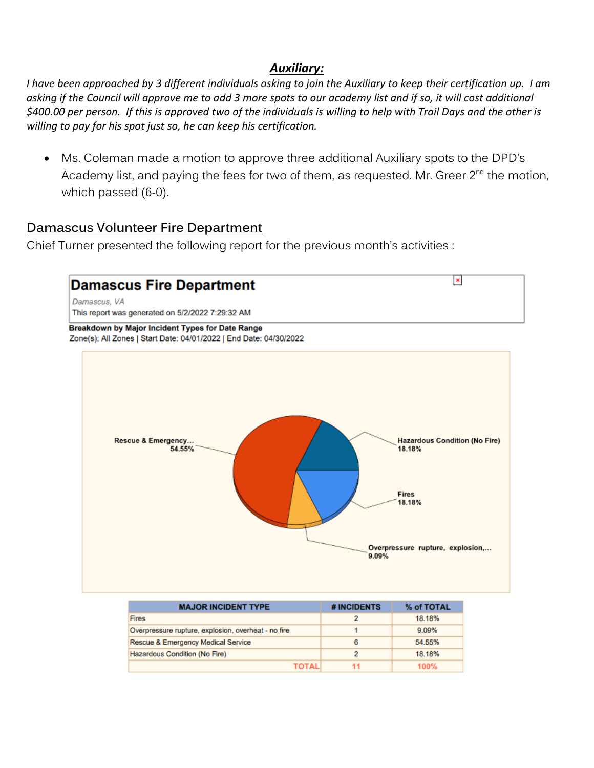## *Auxiliary:*

*I have been approached by 3 different individuals asking to join the Auxiliary to keep their certification up. I am asking if the Council will approve me to add 3 more spots to our academy list and if so, it will cost additional $400.00 per person. If this is approved two of the individuals is willing to help with Trail Days and the other is willing to pay for his spot just so, he can keep his certification.*

- Ms. Coleman made a motion to approve three additional Auxiliary spots to the DPD's Academy list, and paying the fees for two of them, as requested. Mr. Greer 2nd the motion, which passed (6-0).

## Damascus Volunteer Fire Department

Chief Turner presented the following report for the previous month's activities :

**Damascus Fire Department**

*Damascus, VA*

This report was generated on 5/2/2022 7:29:32 AM

**Breakdown by Major Incident Types for Date Range**

Zone(s): All Zones | Start Date: 04/01/2022 | End Date: 04/30/2022

Rescue & Emergency... 54.55%

Hazardous Condition (No Fire) 18.18%

Fires 18.18%

Overpressure rupture, explosion,... 9.09%

| MAJOR INCIDENT TYPE | # INCIDENTS | % of TOTAL |
|---|---|---|
| Fires | 2 | 18.18% |
| Overpressure rupture, explosion, overheat - no fire | 1 | 9.09% |
| Rescue & Emergency Medical Service | 6 | 54.55% |
| Hazardous Condition (No Fire) | 2 | 18.18% |
| TOTAL | 11 | 100% |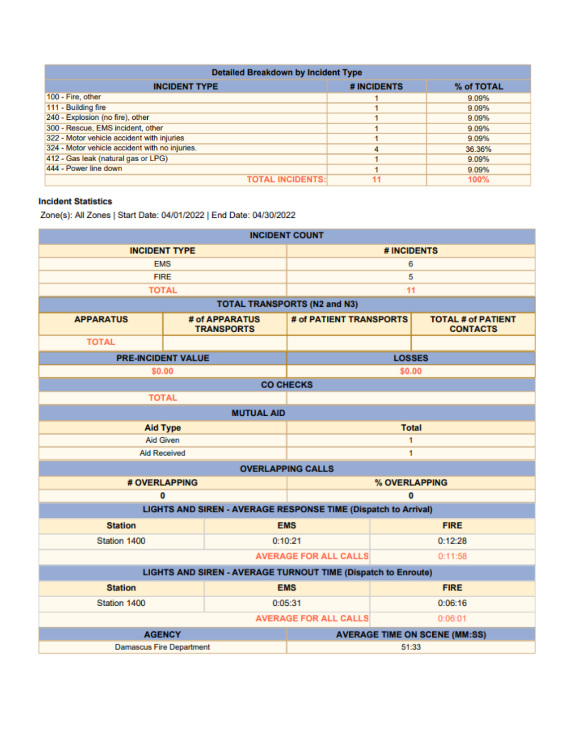| Detailed Breakdown by Incident Type | | |
|---|---|---|
| **INCIDENT TYPE** | **# INCIDENTS** | **% of TOTAL** |
| 100 - Fire, other | 1 | 9.09% |
| 111 - Building fire | 1 | 9.09% |
| 240 - Explosion (no fire), other | 1 | 9.09% |
| 300 - Rescue, EMS incident, other | 1 | 9.09% |
| 322 - Motor vehicle accident with injuries | 1 | 9.09% |
| 324 - Motor vehicle accident with no injuries. | 4 | 36.36% |
| 412 - Gas leak (natural gas or LPG) | 1 | 9.09% |
| 444 - Power line down | 1 | 9.09% |
| TOTAL INCIDENTS: | 11 | 100% |

**Incident Statistics**

Zone(s): All Zones | Start Date: 04/01/2022 | End Date: 04/30/2022

| INCIDENT COUNT | |
|---|---|
| **INCIDENT TYPE** | **# INCIDENTS** |
| EMS | 6 |
| FIRE | 5 |
| TOTAL | 11 |

| TOTAL TRANSPORTS (N2 and N3) | | | |
|---|---|---|---|
| **APPARATUS** | **# of APPARATUS TRANSPORTS** | **# of PATIENT TRANSPORTS** | **TOTAL # of PATIENT CONTACTS** |
| TOTAL | | | |

| PRE-INCIDENT VALUE | LOSSES |
|---|---|
| $0.00 | $0.00 |

| CO CHECKS | |
|---|---|
| TOTAL | |

| MUTUAL AID | |
|---|---|
| **Aid Type** | **Total** |
| Aid Given | 1 |
| Aid Received | 1 |

| OVERLAPPING CALLS | |
|---|---|
| **# OVERLAPPING** | **% OVERLAPPING** |
| 0 | 0 |

| LIGHTS AND SIREN - AVERAGE RESPONSE TIME (Dispatch to Arrival) | | |
|---|---|---|
| **Station** | **EMS** | **FIRE** |
| Station 1400 | 0:10:21 | 0:12:28 |
| | AVERAGE FOR ALL CALLS | 0:11:58 |

| LIGHTS AND SIREN - AVERAGE TURNOUT TIME (Dispatch to Enroute) | | |
|---|---|---|
| **Station** | **EMS** | **FIRE** |
| Station 1400 | 0:05:31 | 0:06:16 |
| | AVERAGE FOR ALL CALLS | 0:06:01 |

| AGENCY | AVERAGE TIME ON SCENE (MM:SS) |
|---|---|
| Damascus Fire Department | 51:33 |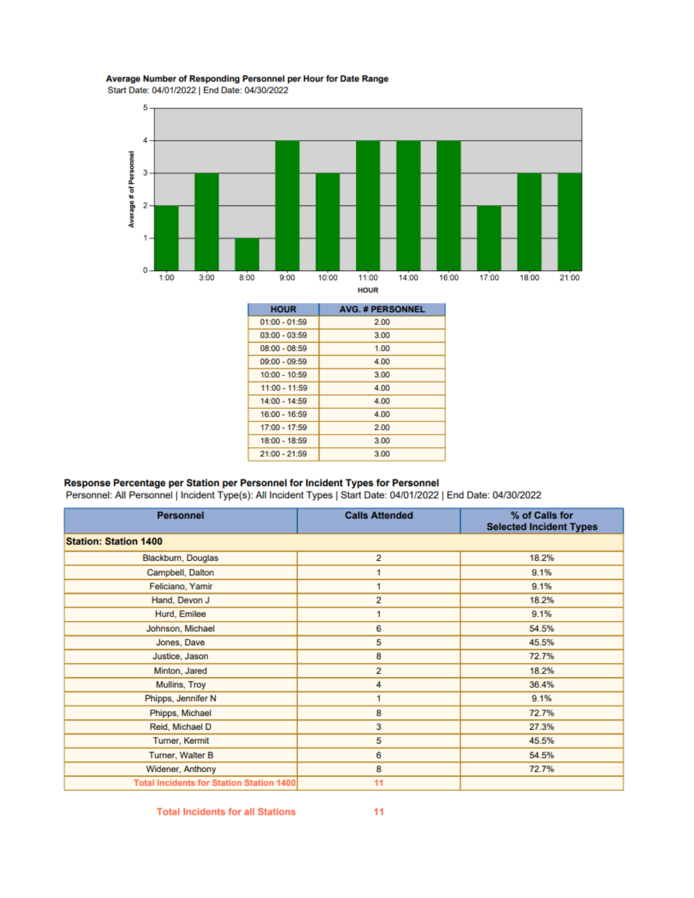**Average Number of Responding Personnel per Hour for Date Range**

Start Date: 04/01/2022 | End Date: 04/30/2022

| HOUR | AVG. # PERSONNEL |
|---|---|
| 01:00 - 01:59 | 2.00 |
| 03:00 - 03:59 | 3.00 |
| 08:00 - 08:59 | 1.00 |
| 09:00 - 09:59 | 4.00 |
| 10:00 - 10:59 | 3.00 |
| 11:00 - 11:59 | 4.00 |
| 14:00 - 14:59 | 4.00 |
| 16:00 - 16:59 | 4.00 |
| 17:00 - 17:59 | 2.00 |
| 18:00 - 18:59 | 3.00 |
| 21:00 - 21:59 | 3.00 |

**Response Percentage per Station per Personnel for Incident Types for Personnel**

Personnel: All Personnel | Incident Type(s): All Incident Types | Start Date: 04/01/2022 | End Date: 04/30/2022

| Personnel | Calls Attended | % of Calls for Selected Incident Types |
|---|---|---|
| **Station: Station 1400** | | |
| Blackburn, Douglas | 2 | 18.2% |
| Campbell, Dalton | 1 | 9.1% |
| Feliciano, Yamir | 1 | 9.1% |
| Hand, Devon J | 2 | 18.2% |
| Hurd, Emilee | 1 | 9.1% |
| Johnson, Michael | 6 | 54.5% |
| Jones, Dave | 5 | 45.5% |
| Justice, Jason | 8 | 72.7% |
| Minton, Jared | 2 | 18.2% |
| Mullins, Troy | 4 | 36.4% |
| Phipps, Jennifer N | 1 | 9.1% |
| Phipps, Michael | 8 | 72.7% |
| Reid, Michael D | 3 | 27.3% |
| Turner, Kermit | 5 | 45.5% |
| Turner, Walter B | 6 | 54.5% |
| Widener, Anthony | 8 | 72.7% |
| Total Incidents for Station Station 1400 | 11 | |

Total Incidents for all Stations 11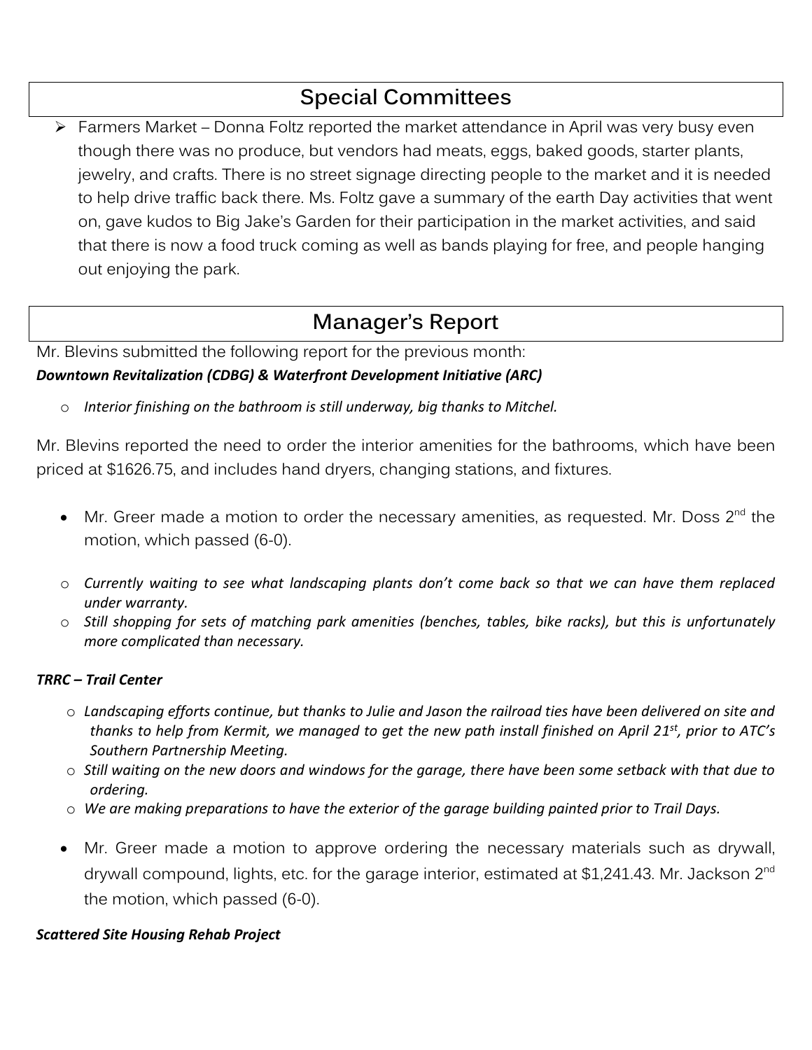## Special Committees

- Farmers Market – Donna Foltz reported the market attendance in April was very busy even though there was no produce, but vendors had meats, eggs, baked goods, starter plants, jewelry, and crafts. There is no street signage directing people to the market and it is needed to help drive traffic back there. Ms. Foltz gave a summary of the earth Day activities that went on, gave kudos to Big Jake's Garden for their participation in the market activities, and said that there is now a food truck coming as well as bands playing for free, and people hanging out enjoying the park.

## Manager's Report

Mr. Blevins submitted the following report for the previous month:

***Downtown Revitalization (CDBG) & Waterfront Development Initiative (ARC)***

- *Interior finishing on the bathroom is still underway, big thanks to Mitchel.*

Mr. Blevins reported the need to order the interior amenities for the bathrooms, which have been priced at $1626.75, and includes hand dryers, changing stations, and fixtures.

- Mr. Greer made a motion to order the necessary amenities, as requested. Mr. Doss 2nd the motion, which passed (6-0).

- *Currently waiting to see what landscaping plants don't come back so that we can have them replaced under warranty.*
- *Still shopping for sets of matching park amenities (benches, tables, bike racks), but this is unfortunately more complicated than necessary.*

***TRRC – Trail Center***

- *Landscaping efforts continue, but thanks to Julie and Jason the railroad ties have been delivered on site and thanks to help from Kermit, we managed to get the new path install finished on April 21st, prior to ATC's Southern Partnership Meeting.*
- *Still waiting on the new doors and windows for the garage, there have been some setback with that due to ordering.*
- *We are making preparations to have the exterior of the garage building painted prior to Trail Days.*

- Mr. Greer made a motion to approve ordering the necessary materials such as drywall, drywall compound, lights, etc. for the garage interior, estimated at $1,241.43. Mr. Jackson 2nd the motion, which passed (6-0).

***Scattered Site Housing Rehab Project***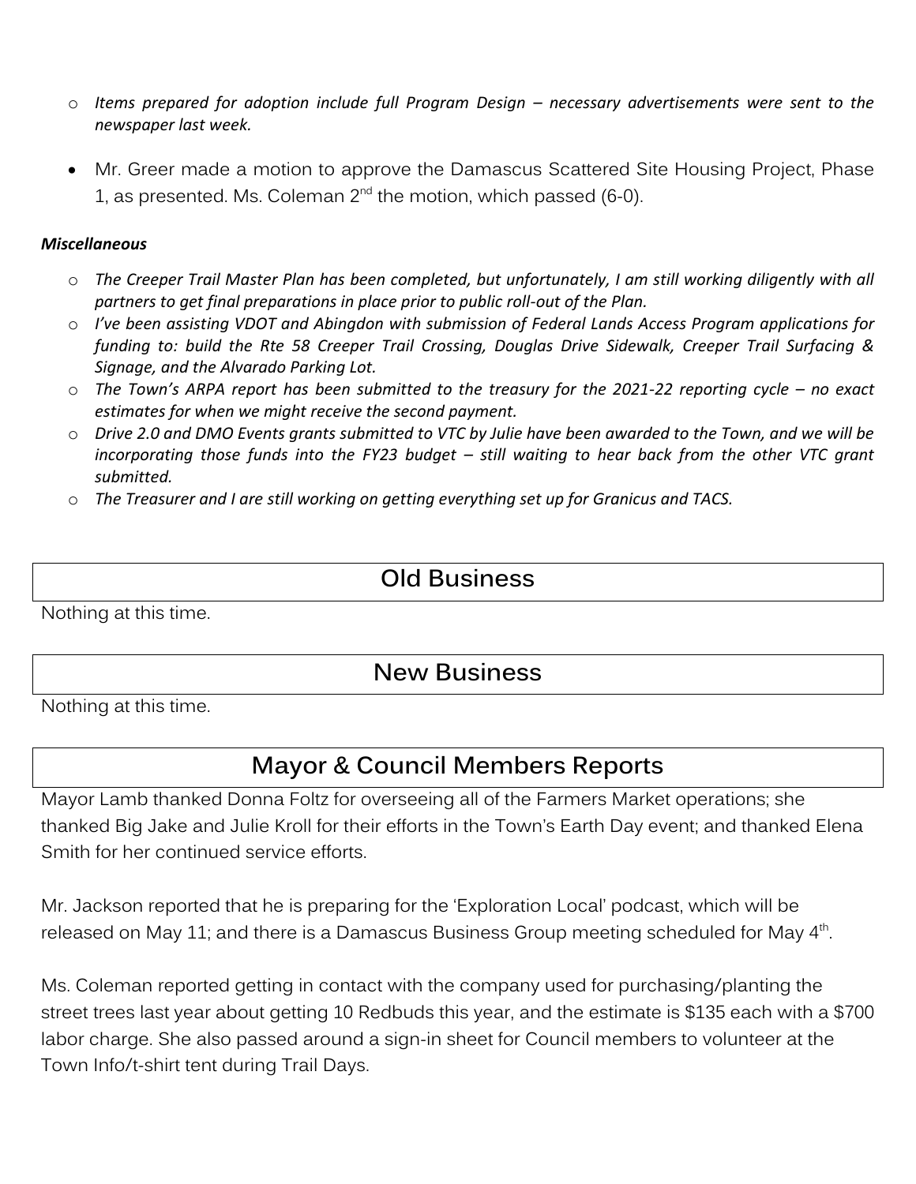- *Items prepared for adoption include full Program Design – necessary advertisements were sent to the newspaper last week.*

- Mr. Greer made a motion to approve the Damascus Scattered Site Housing Project, Phase 1, as presented. Ms. Coleman 2nd the motion, which passed (6-0).

***Miscellaneous***

- *The Creeper Trail Master Plan has been completed, but unfortunately, I am still working diligently with all partners to get final preparations in place prior to public roll-out of the Plan.*
- *I've been assisting VDOT and Abingdon with submission of Federal Lands Access Program applications for funding to: build the Rte 58 Creeper Trail Crossing, Douglas Drive Sidewalk, Creeper Trail Surfacing & Signage, and the Alvarado Parking Lot.*
- *The Town's ARPA report has been submitted to the treasury for the 2021-22 reporting cycle – no exact estimates for when we might receive the second payment.*
- *Drive 2.0 and DMO Events grants submitted to VTC by Julie have been awarded to the Town, and we will be incorporating those funds into the FY23 budget – still waiting to hear back from the other VTC grant submitted.*
- *The Treasurer and I are still working on getting everything set up for Granicus and TACS.*

## Old Business

Nothing at this time.

## New Business

Nothing at this time.

## Mayor & Council Members Reports

Mayor Lamb thanked Donna Foltz for overseeing all of the Farmers Market operations; she thanked Big Jake and Julie Kroll for their efforts in the Town's Earth Day event; and thanked Elena Smith for her continued service efforts.

Mr. Jackson reported that he is preparing for the 'Exploration Local' podcast, which will be released on May 11; and there is a Damascus Business Group meeting scheduled for May 4th.

Ms. Coleman reported getting in contact with the company used for purchasing/planting the street trees last year about getting 10 Redbuds this year, and the estimate is $135 each with a $700 labor charge. She also passed around a sign-in sheet for Council members to volunteer at the Town Info/t-shirt tent during Trail Days.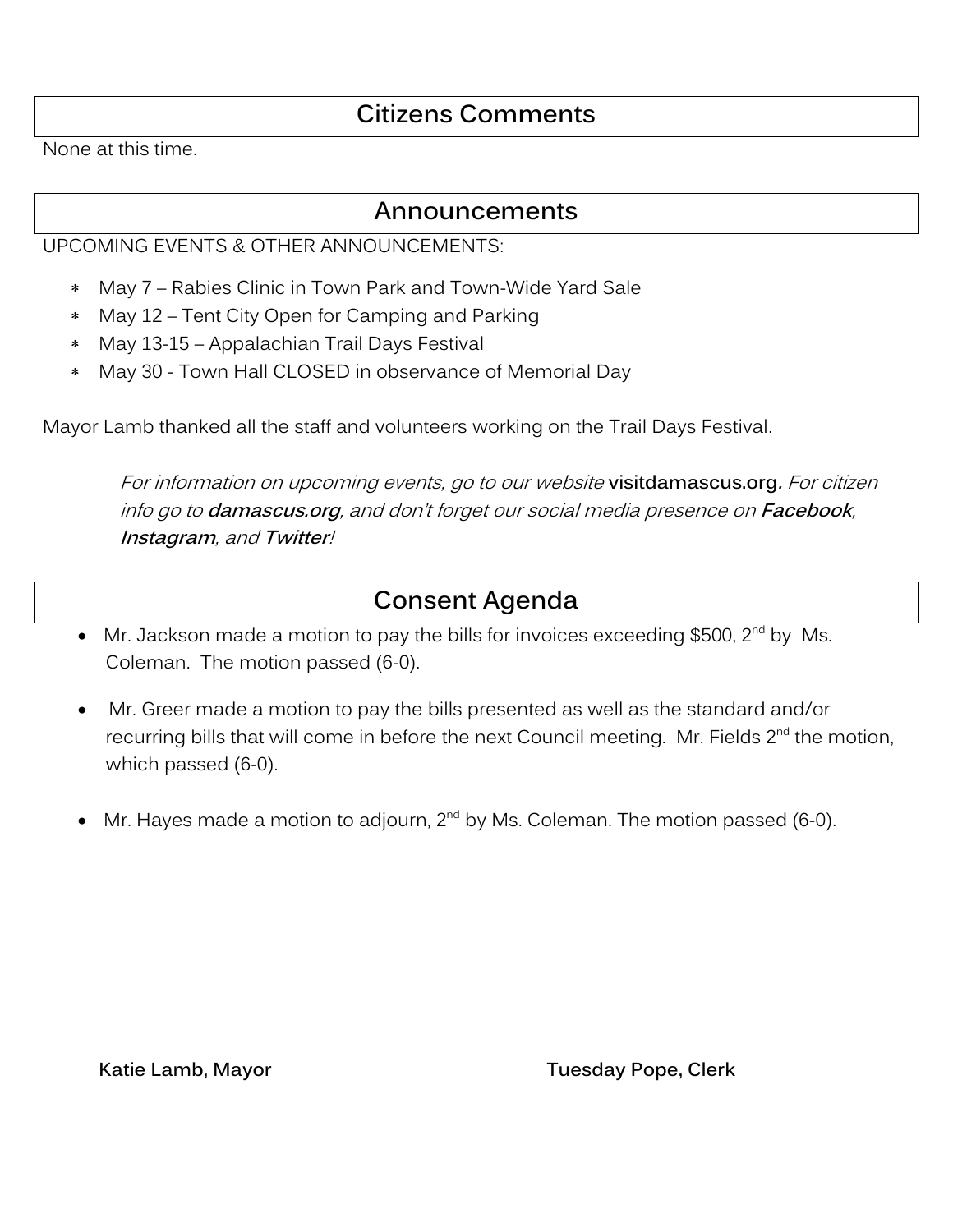## Citizens Comments

None at this time.

## Announcements

UPCOMING EVENTS & OTHER ANNOUNCEMENTS:

- May 7 – Rabies Clinic in Town Park and Town-Wide Yard Sale
- May 12 – Tent City Open for Camping and Parking
- May 13-15 – Appalachian Trail Days Festival
- May 30 - Town Hall CLOSED in observance of Memorial Day

Mayor Lamb thanked all the staff and volunteers working on the Trail Days Festival.

*For information on upcoming events, go to our website* **visitdamascus.org.** *For citizen info go to* ***damascus.org****, and don't forget our social media presence on* ***Facebook****,* ***Instagram****, and* ***Twitter****!*

## Consent Agenda

- Mr. Jackson made a motion to pay the bills for invoices exceeding $500, 2nd by Ms. Coleman. The motion passed (6-0).
- Mr. Greer made a motion to pay the bills presented as well as the standard and/or recurring bills that will come in before the next Council meeting. Mr. Fields 2nd the motion, which passed (6-0).
- Mr. Hayes made a motion to adjourn, 2nd by Ms. Coleman. The motion passed (6-0).

**Katie Lamb, Mayor**

**Tuesday Pope, Clerk**